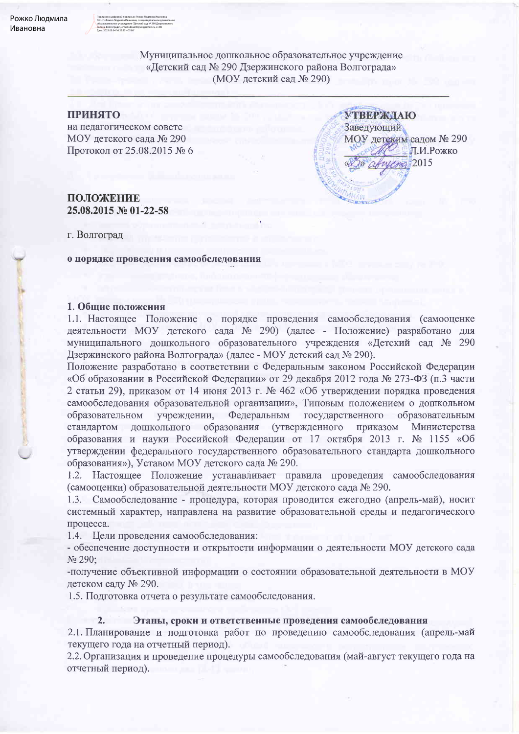Рожко Людмила Ивановна

Муниципальное дошкольное образовательное учреждение
«Детский сад № 290 Дзержинского района Волгограда»
(МОУ детский сад № 290)

**ПРИНЯТО**
на педагогическом совете
МОУ детского сада № 290
Протокол от 25.08.2015 № 6

**УТВЕРЖДАЮ**
Заведующий
МОУ детским садом № 290
_____________ Л.И.Рожко
«25» августа 2015

**ПОЛОЖЕНИЕ**
**25.08.2015 № 01-22-58**

г. Волгоград

**о порядке проведения самообследования**

## 1. Общие положения

1.1. Настоящее Положение о порядке проведения самообследования (самооценке деятельности МОУ детского сада № 290) (далее - Положение) разработано для муниципального дошкольного образовательного учреждения «Детский сад № 290 Дзержинского района Волгограда» (далее - МОУ детский сад № 290).

Положение разработано в соответствии с Федеральным законом Российской Федерации «Об образовании в Российской Федерации» от 29 декабря 2012 года № 273-ФЗ (п.3 части 2 статьи 29), приказом от 14 июня 2013 г. № 462 «Об утверждении порядка проведения самообследования образовательной организации», Типовым положением о дошкольном образовательном учреждении, Федеральным государственного образовательным стандартом дошкольного образования (утвержденного приказом Министерства образования и науки Российской Федерации от 17 октября 2013 г. № 1155 «Об утверждении федерального государственного образовательного стандарта дошкольного образования»), Уставом МОУ детского сада № 290.

1.2. Настоящее Положение устанавливает правила проведения самообследования (самооценки) образовательной деятельности МОУ детского сада № 290.

1.3. Самообследование - процедура, которая проводится ежегодно (апрель-май), носит системный характер, направлена на развитие образовательной среды и педагогического процесса.

1.4. Цели проведения самообследования:

- обеспечение доступности и открытости информации о деятельности МОУ детского сада № 290;
- получение объективной информации о состоянии образовательной деятельности в МОУ детском саду № 290.

1.5. Подготовка отчета о результате самообследования.

## 2. Этапы, сроки и ответственные проведения самообследования

2.1. Планирование и подготовка работ по проведению самообследования (апрель-май текущего года на отчетный период).

2.2. Организация и проведение процедуры самообследования (май-август текущего года на отчетный период).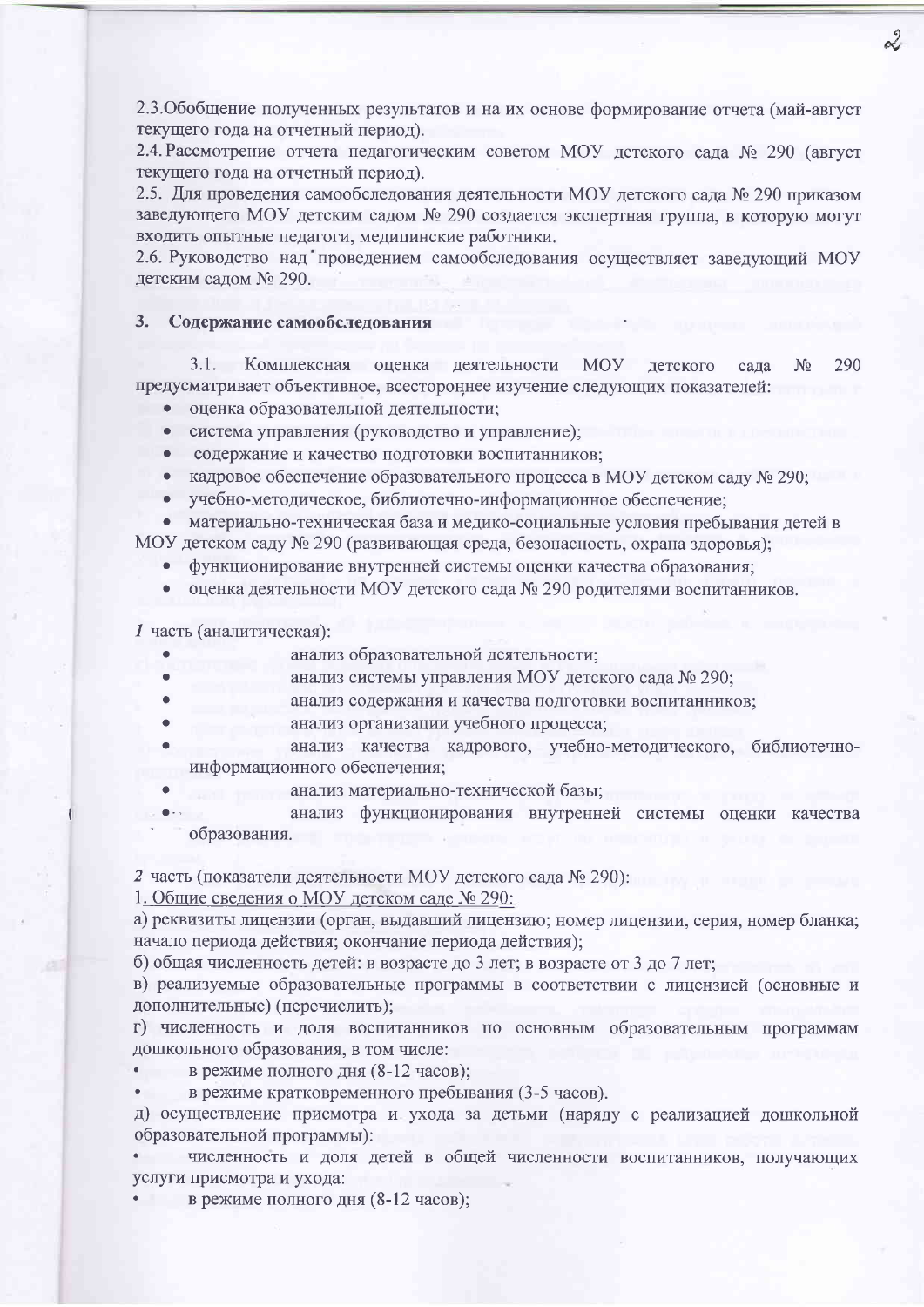2.3.Обобщение полученных результатов и на их основе формирование отчета (май-август текущего года на отчетный период).

2.4. Рассмотрение отчета педагогическим советом МОУ детского сада № 290 (август текущего года на отчетный период).

2.5. Для проведения самообследования деятельности МОУ детского сада № 290 приказом заведующего МОУ детским садом № 290 создается экспертная группа, в которую могут входить опытные педагоги, медицинские работники.

2.6. Руководство над проведением самообследования осуществляет заведующий МОУ детским садом № 290.

## 3. Содержание самообследования

3.1. Комплексная оценка деятельности МОУ детского сада № 290 предусматривает объективное, всестороннее изучение следующих показателей:

- оценка образовательной деятельности;
- система управления (руководство и управление);
- содержание и качество подготовки воспитанников;
- кадровое обеспечение образовательного процесса в МОУ детском саду № 290;
- учебно-методическое, библиотечно-информационное обеспечение;
- материально-техническая база и медико-социальные условия пребывания детей в МОУ детском саду № 290 (развивающая среда, безопасность, охрана здоровья);
- функционирование внутренней системы оценки качества образования;
- оценка деятельности МОУ детского сада № 290 родителями воспитанников.

*1* часть (аналитическая):

- анализ образовательной деятельности;
- анализ системы управления МОУ детского сада № 290;
- анализ содержания и качества подготовки воспитанников;
- анализ организации учебного процесса;
- анализ качества кадрового, учебно-методического, библиотечно-информационного обеспечения;
- анализ материально-технической базы;
- анализ функционирования внутренней системы оценки качества образования.

*2* часть (показатели деятельности МОУ детского сада № 290):

1. Общие сведения о МОУ детском саде № 290:

а) реквизиты лицензии (орган, выдавший лицензию; номер лицензии, серия, номер бланка; начало периода действия; окончание периода действия);

б) общая численность детей: в возрасте до 3 лет; в возрасте от 3 до 7 лет;

в) реализуемые образовательные программы в соответствии с лицензией (основные и дополнительные) (перечислить);

г) численность и доля воспитанников по основным образовательным программам дошкольного образования, в том числе:

- в режиме полного дня (8-12 часов);
- в режиме кратковременного пребывания (3-5 часов).

д) осуществление присмотра и ухода за детьми (наряду с реализацией дошкольной образовательной программы):

- численность и доля детей в общей численности воспитанников, получающих услуги присмотра и ухода:
- в режиме полного дня (8-12 часов);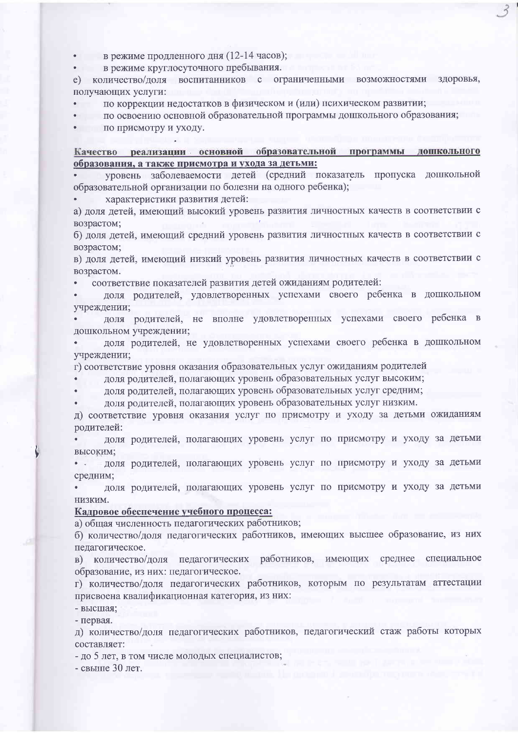- в режиме продленного дня (12-14 часов);
- в режиме круглосуточного пребывания.

е) количество/доля воспитанников с ограниченными возможностями здоровья, получающих услуги:

- по коррекции недостатков в физическом и (или) психическом развитии;
- по освоению основной образовательной программы дошкольного образования;
- по присмотру и уходу.

**Качество реализации основной образовательной программы дошкольного образования, а также присмотра и ухода за детьми:**

- уровень заболеваемости детей (средний показатель пропуска дошкольной образовательной организации по болезни на одного ребенка);
- характеристики развития детей:

а) доля детей, имеющий высокий уровень развития личностных качеств в соответствии с возрастом;

б) доля детей, имеющий средний уровень развития личностных качеств в соответствии с возрастом;

в) доля детей, имеющий низкий уровень развития личностных качеств в соответствии с возрастом.

- соответствие показателей развития детей ожиданиям родителей:
- доля родителей, удовлетворенных успехами своего ребенка в дошкольном учреждении;
- доля родителей, не вполне удовлетворенных успехами своего ребенка в дошкольном учреждении;
- доля родителей, не удовлетворенных успехами своего ребенка в дошкольном учреждении;

г) соответствие уровня оказания образовательных услуг ожиданиям родителей

- доля родителей, полагающих уровень образовательных услуг высоким;
- доля родителей, полагающих уровень образовательных услуг средним;
- доля родителей, полагающих уровень образовательных услуг низким.

д) соответствие уровня оказания услуг по присмотру и уходу за детьми ожиданиям родителей:

- доля родителей, полагающих уровень услуг по присмотру и уходу за детьми высоким;
- доля родителей, полагающих уровень услуг по присмотру и уходу за детьми средним;
- доля родителей, полагающих уровень услуг по присмотру и уходу за детьми низким.

**Кадровое обеспечение учебного процесса:**

а) общая численность педагогических работников;

б) количество/доля педагогических работников, имеющих высшее образование, из них педагогическое.

в) количество/доля педагогических работников, имеющих среднее специальное образование, из них: педагогическое.

г) количество/доля педагогических работников, которым по результатам аттестации присвоена квалификационная категория, из них:

- высшая;
- первая.

д) количество/доля педагогических работников, педагогический стаж работы которых составляет:

- до 5 лет, в том числе молодых специалистов;
- свыше 30 лет.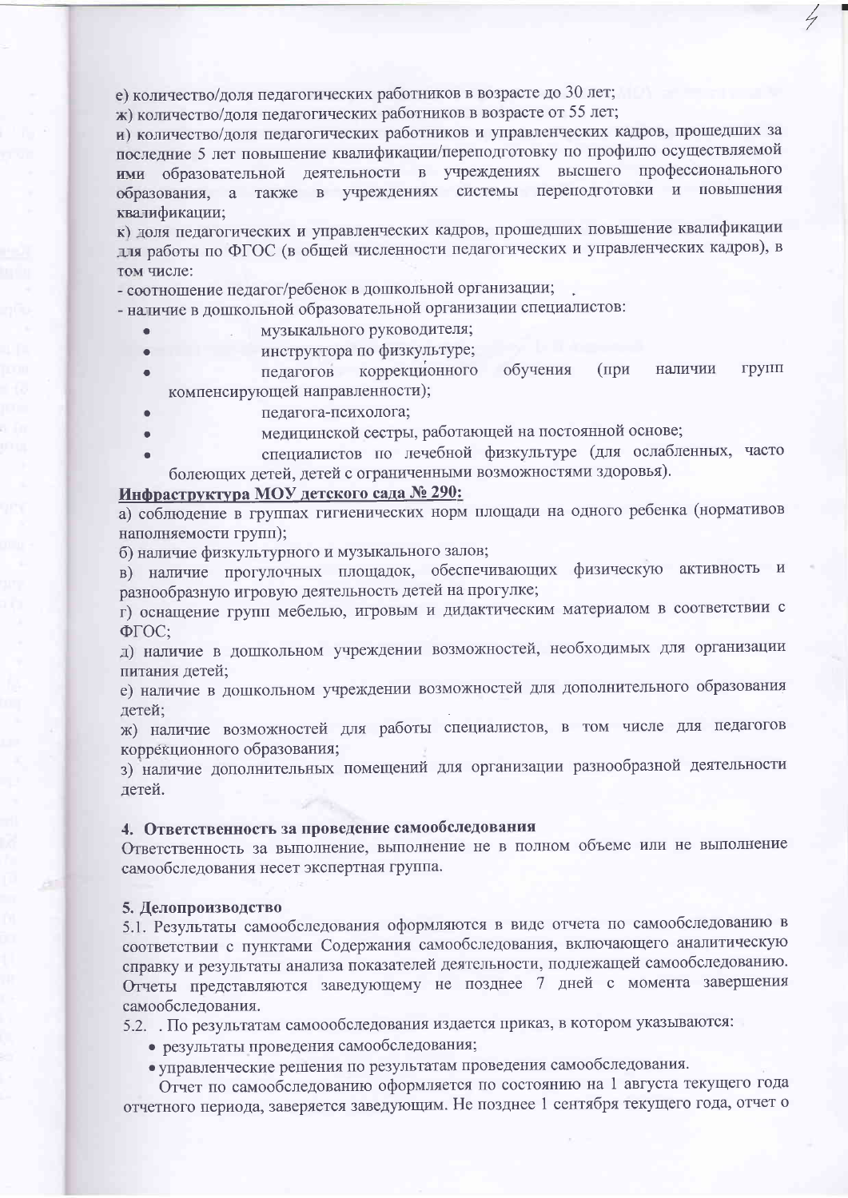е) количество/доля педагогических работников в возрасте до 30 лет;

ж) количество/доля педагогических работников в возрасте от 55 лет;

и) количество/доля педагогических работников и управленческих кадров, прошедших за последние 5 лет повышение квалификации/переподготовку по профилю осуществляемой ими образовательной деятельности в учреждениях высшего профессионального образования, а также в учреждениях системы переподготовки и повышения квалификации;

к) доля педагогических и управленческих кадров, прошедших повышение квалификации для работы по ФГОС (в общей численности педагогических и управленческих кадров), в том числе:

- соотношение педагог/ребенок в дошкольной организации;
- наличие в дошкольной образовательной организации специалистов:
    - музыкального руководителя;
    - инструктора по физкультуре;
    - педагогов коррекционного обучения (при наличии групп компенсирующей направленности);
    - педагога-психолога;
    - медицинской сестры, работающей на постоянной основе;
    - специалистов по лечебной физкультуре (для ослабленных, часто болеющих детей, детей с ограниченными возможностями здоровья).

**Инфраструктура МОУ детского сада № 290:**

а) соблюдение в группах гигиенических норм площади на одного ребенка (нормативов наполняемости групп);

б) наличие физкультурного и музыкального залов;

в) наличие прогулочных площадок, обеспечивающих физическую активность и разнообразную игровую деятельность детей на прогулке;

г) оснащение групп мебелью, игровым и дидактическим материалом в соответствии с ФГОС;

д) наличие в дошкольном учреждении возможностей, необходимых для организации питания детей;

е) наличие в дошкольном учреждении возможностей для дополнительного образования детей;

ж) наличие возможностей для работы специалистов, в том числе для педагогов коррекционного образования;

з) наличие дополнительных помещений для организации разнообразной деятельности детей.

### 4. Ответственность за проведение самообследования

Ответственность за выполнение, выполнение не в полном объеме или не выполнение самообследования несет экспертная группа.

### 5. Делопроизводство

5.1. Результаты самообследования оформляются в виде отчета по самообследованию в соответствии с пунктами Содержания самообследования, включающего аналитическую справку и результаты анализа показателей деятельности, подлежащей самообследованию. Отчеты представляются заведующему не позднее 7 дней с момента завершения самообследования.

5.2. . По результатам самоообследования издается приказ, в котором указываются:

- результаты проведения самообследования;
- управленческие решения по результатам проведения самообследования.

Отчет по самообследованию оформляется по состоянию на 1 августа текущего года отчетного периода, заверяется заведующим. Не позднее 1 сентября текущего года, отчет о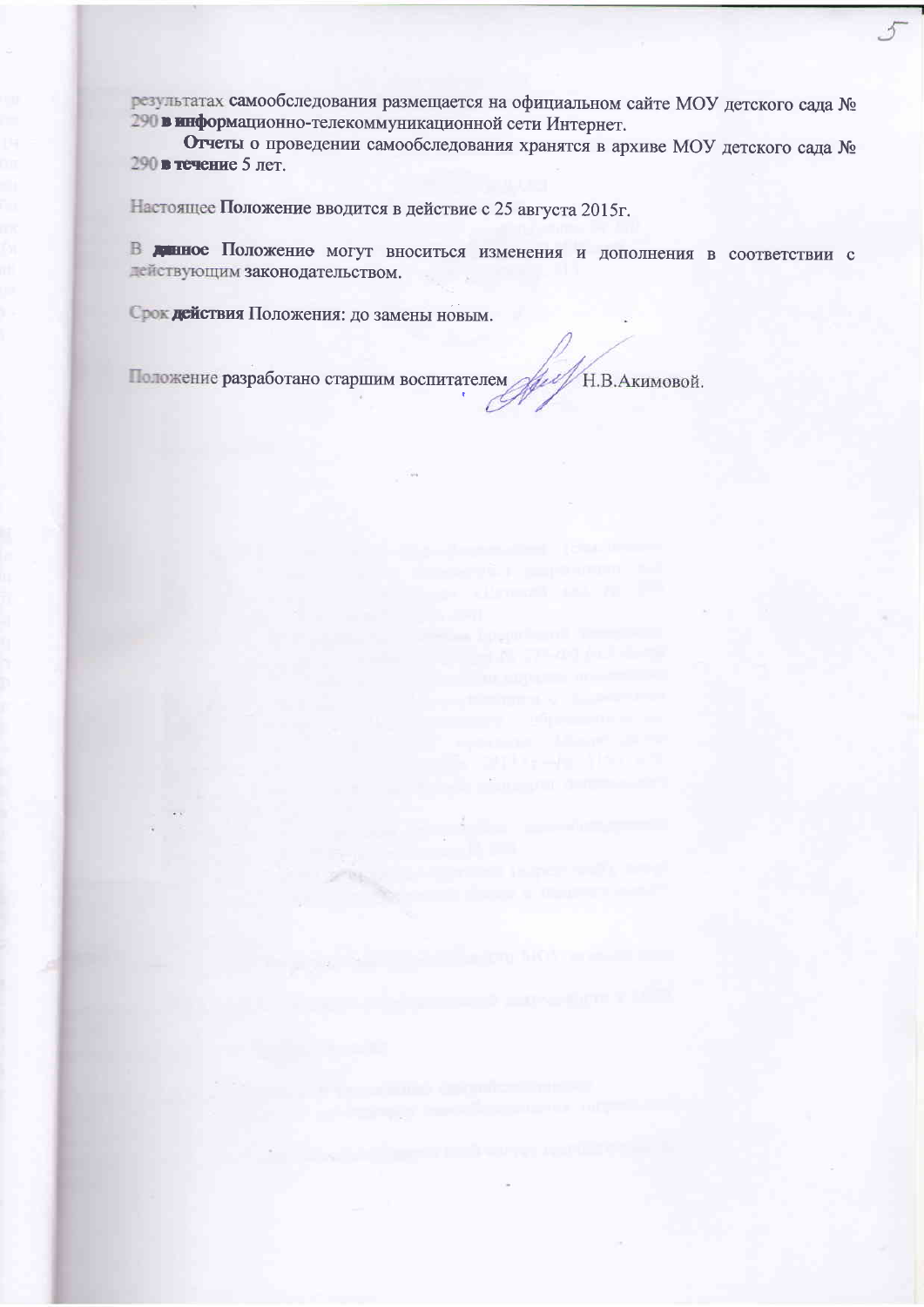результатах самообследования размещается на официальном сайте МОУ детского сада № 290 в информационно-телекоммуникационной сети Интернет.

Отчеты о проведении самообследования хранятся в архиве МОУ детского сада № 290 в течение 5 лет.

Настоящее Положение вводится в действие с 25 августа 2015г.

В данное Положение могут вноситься изменения и дополнения в соответствии с действующим законодательством.

Срок действия Положения: до замены новым.

Положение разработано старшим воспитателем Н.В.Акимовой.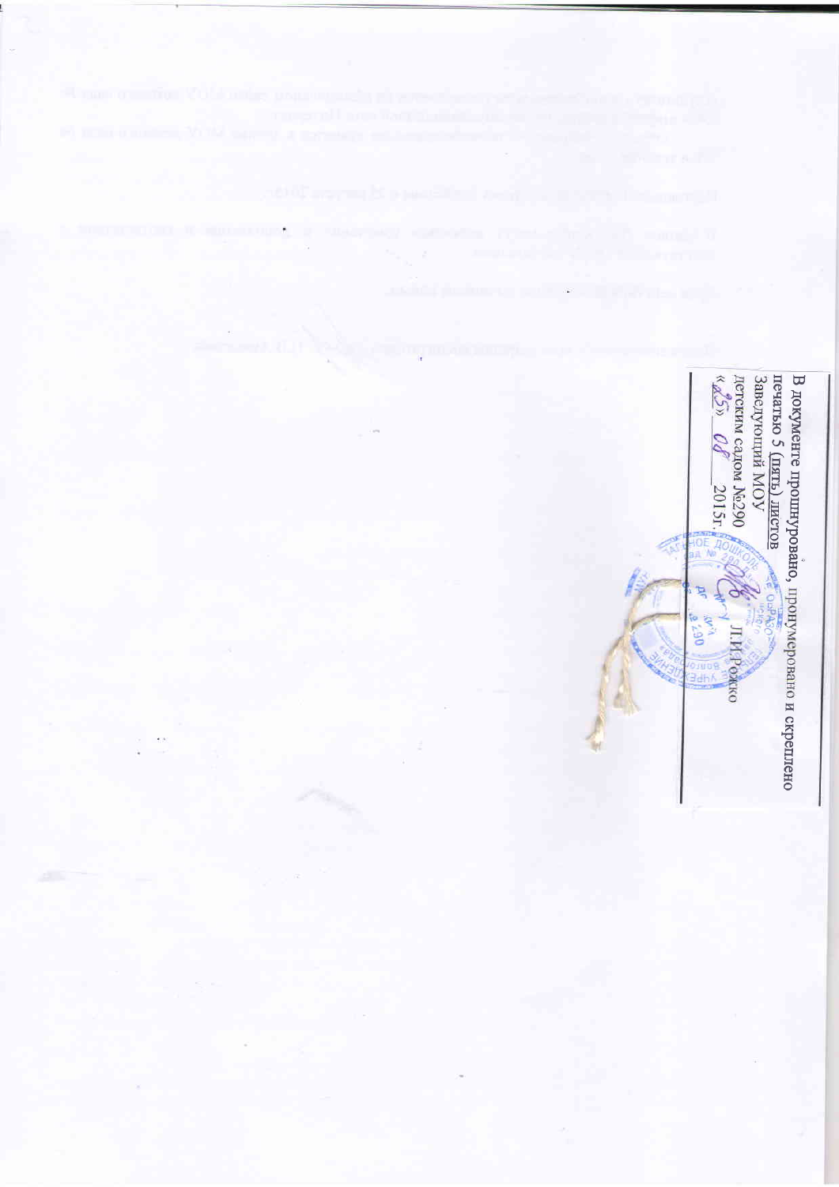В документе прошнуровано, пронумеровано и скреплено печатью 5 (пять) листов

Заведующий МОУ детским садом №290

«25» 08 2015г.

Л.И.Рожко